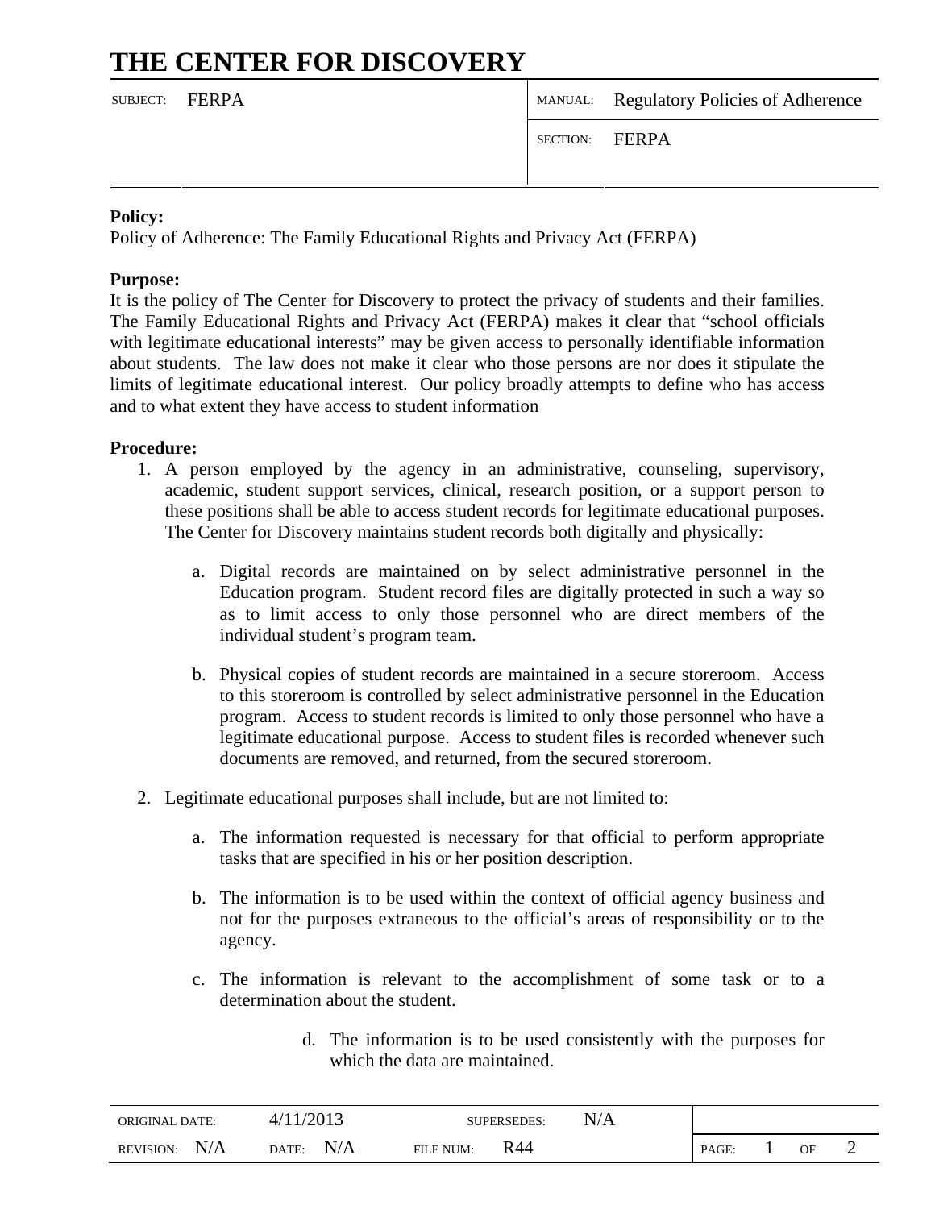# THE CENTER FOR DISCOVERY

| SUBJECT: FERPA | MANUAL: Regulatory Policies of Adherence |
| --- | --- |
| | SECTION: FERPA |

**Policy:**
Policy of Adherence: The Family Educational Rights and Privacy Act (FERPA)

**Purpose:**
It is the policy of The Center for Discovery to protect the privacy of students and their families. The Family Educational Rights and Privacy Act (FERPA) makes it clear that "school officials with legitimate educational interests" may be given access to personally identifiable information about students. The law does not make it clear who those persons are nor does it stipulate the limits of legitimate educational interest. Our policy broadly attempts to define who has access and to what extent they have access to student information

**Procedure:**

1. A person employed by the agency in an administrative, counseling, supervisory, academic, student support services, clinical, research position, or a support person to these positions shall be able to access student records for legitimate educational purposes. The Center for Discovery maintains student records both digitally and physically:

   a. Digital records are maintained on by select administrative personnel in the Education program. Student record files are digitally protected in such a way so as to limit access to only those personnel who are direct members of the individual student's program team.

   b. Physical copies of student records are maintained in a secure storeroom. Access to this storeroom is controlled by select administrative personnel in the Education program. Access to student records is limited to only those personnel who have a legitimate educational purpose. Access to student files is recorded whenever such documents are removed, and returned, from the secured storeroom.

2. Legitimate educational purposes shall include, but are not limited to:

   a. The information requested is necessary for that official to perform appropriate tasks that are specified in his or her position description.

   b. The information is to be used within the context of official agency business and not for the purposes extraneous to the official's areas of responsibility or to the agency.

   c. The information is relevant to the accomplishment of some task or to a determination about the student.

   d. The information is to be used consistently with the purposes for which the data are maintained.

| ORIGINAL DATE: 4/11/2013 | SUPERSEDES: N/A |
| --- | --- |
| REVISION: N/A DATE: N/A | FILE NUM: R44 |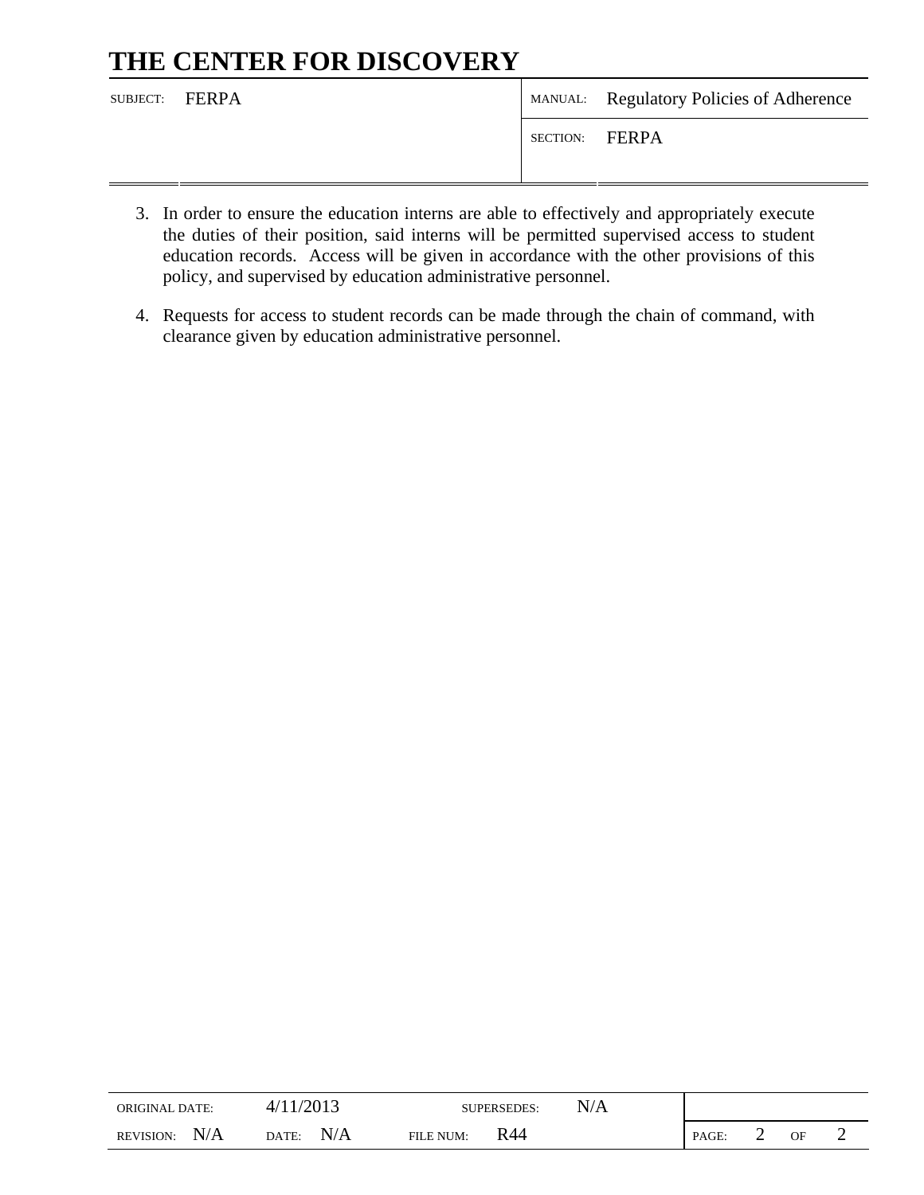3. In order to ensure the education interns are able to effectively and appropriately execute the duties of their position, said interns will be permitted supervised access to student education records. Access will be given in accordance with the other provisions of this policy, and supervised by education administrative personnel.

4. Requests for access to student records can be made through the chain of command, with clearance given by education administrative personnel.